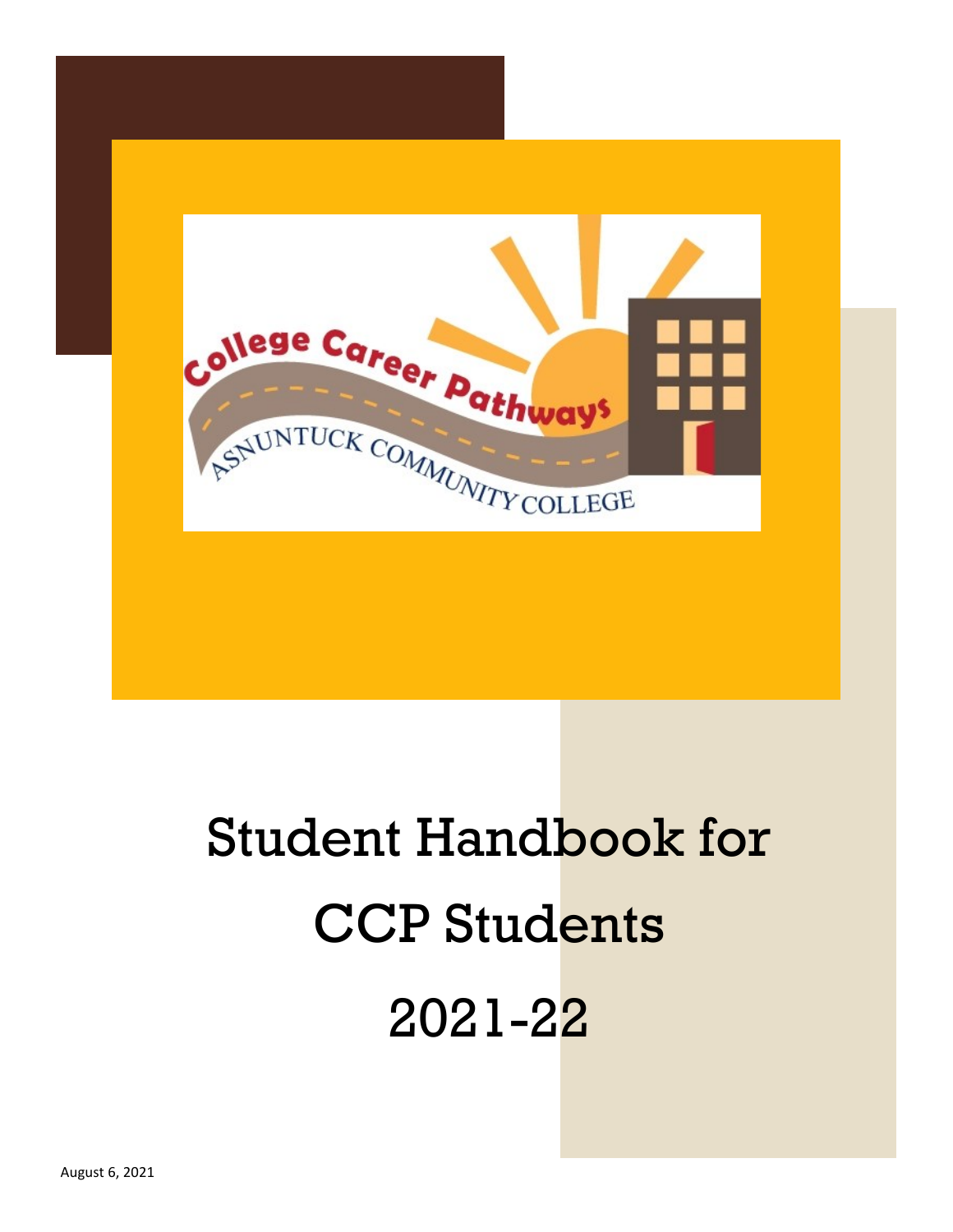# Student Handbook for CCP Students 2021-22

August 6, 2021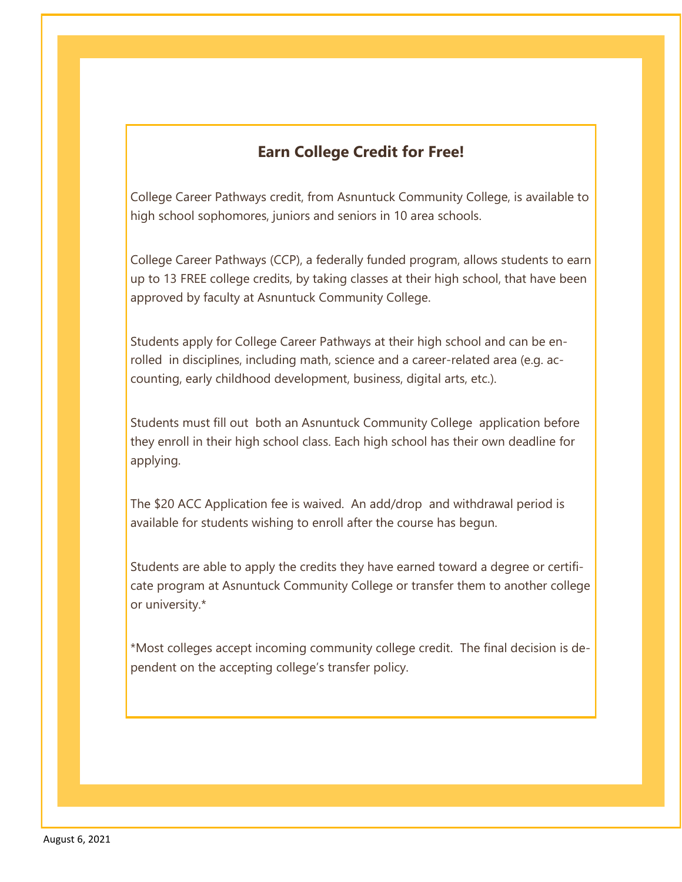## Earn College Credit for Free!

College Career Pathways credit, from Asnuntuck Community College, is available to high school sophomores, juniors and seniors in 10 area schools.

College Career Pathways (CCP), a federally funded program, allows students to earn up to 13 FREE college credits, by taking classes at their high school, that have been approved by faculty at Asnuntuck Community College.

Students apply for College Career Pathways at their high school and can be enrolled in disciplines, including math, science and a career-related area (e.g. accounting, early childhood development, business, digital arts, etc.).

Students must fill out both an Asnuntuck Community College application before they enroll in their high school class. Each high school has their own deadline for applying.

The $20 ACC Application fee is waived. An add/drop and withdrawal period is available for students wishing to enroll after the course has begun.

Students are able to apply the credits they have earned toward a degree or certificate program at Asnuntuck Community College or transfer them to another college or university.*

*Most colleges accept incoming community college credit. The final decision is dependent on the accepting college's transfer policy.

August 6, 2021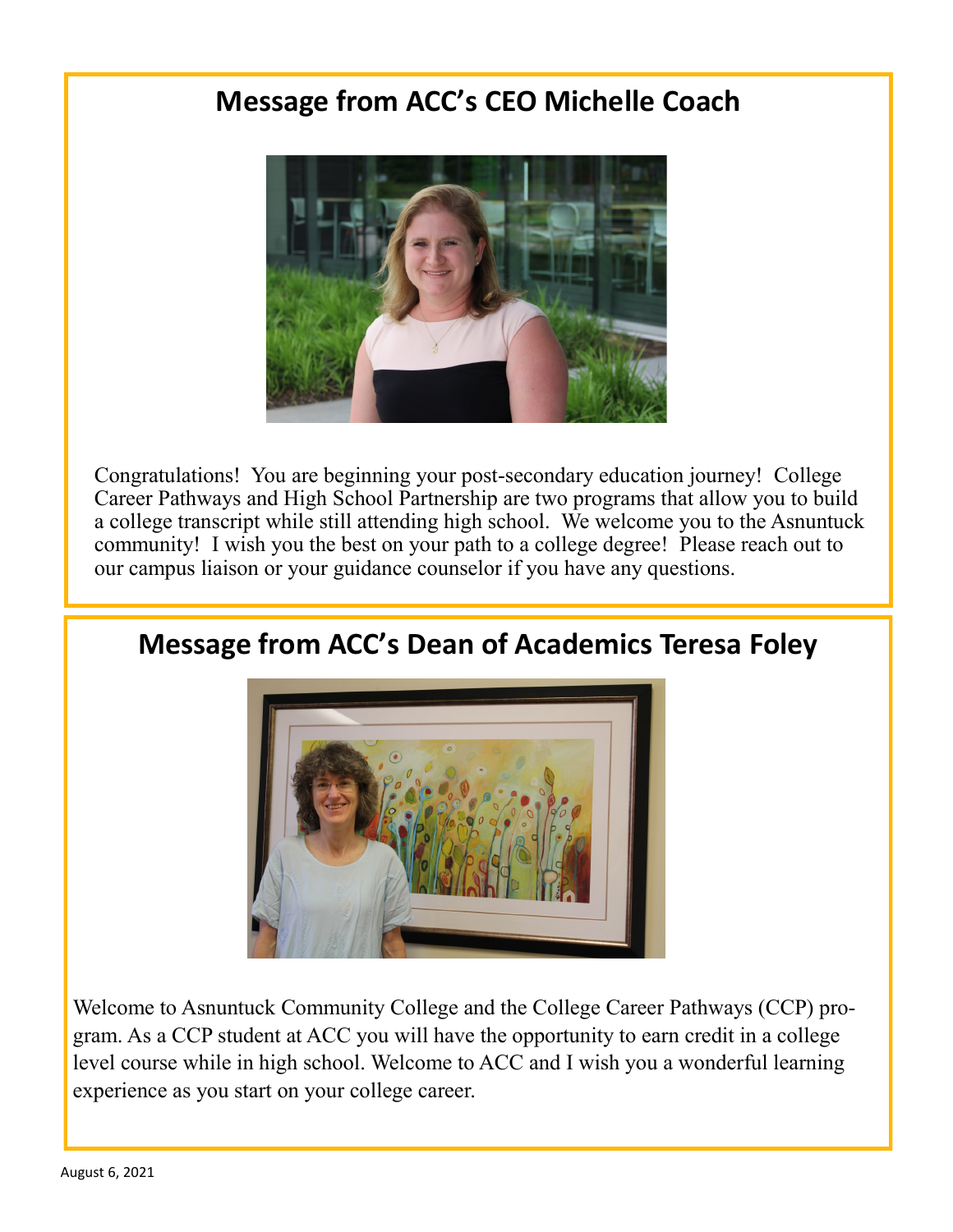## Message from ACC's CEO Michelle Coach

Congratulations! You are beginning your post-secondary education journey! College Career Pathways and High School Partnership are two programs that allow you to build a college transcript while still attending high school. We welcome you to the Asnuntuck community! I wish you the best on your path to a college degree! Please reach out to our campus liaison or your guidance counselor if you have any questions.

## Message from ACC's Dean of Academics Teresa Foley

Welcome to Asnuntuck Community College and the College Career Pathways (CCP) program. As a CCP student at ACC you will have the opportunity to earn credit in a college level course while in high school. Welcome to ACC and I wish you a wonderful learning experience as you start on your college career.

August 6, 2021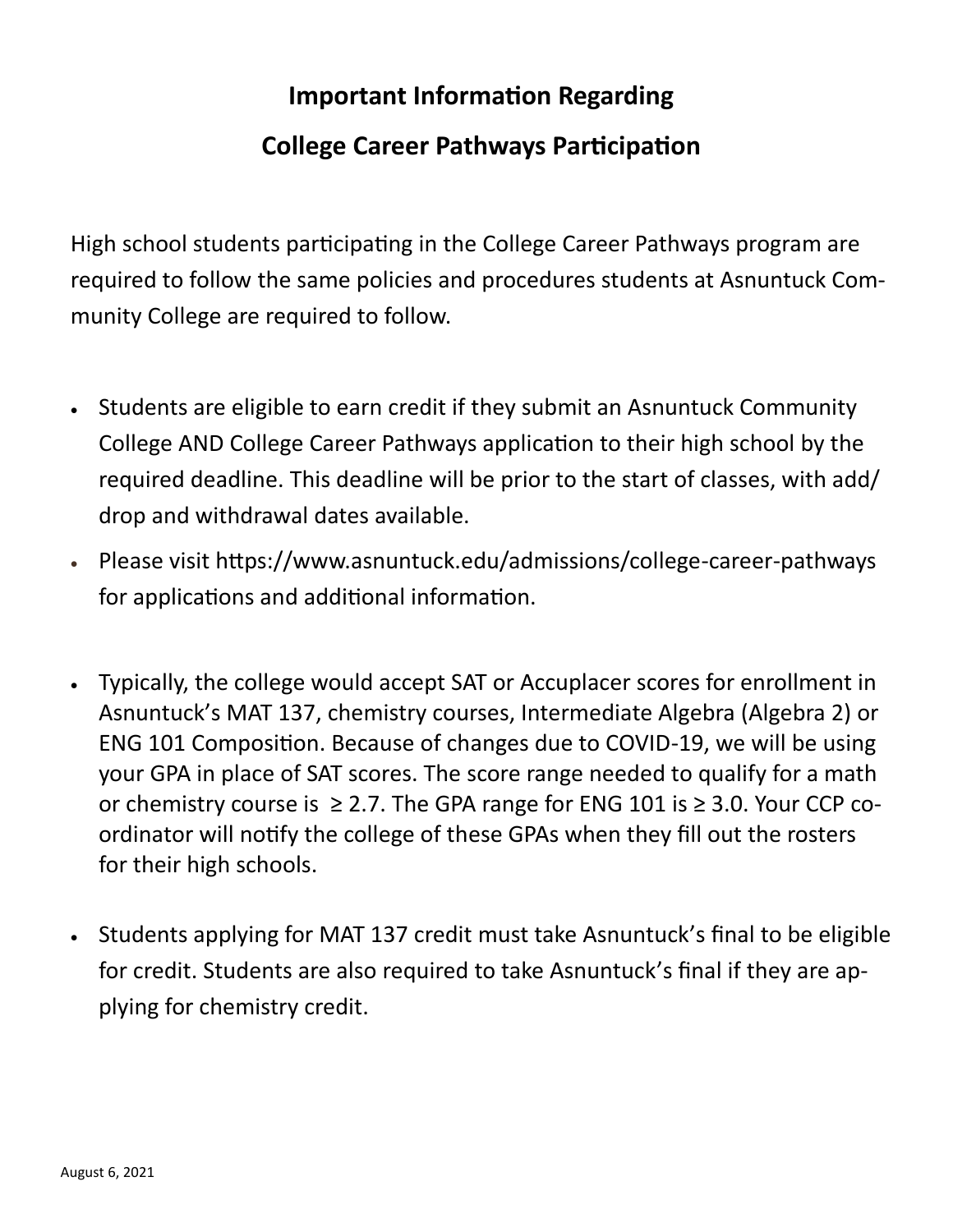## Important Information Regarding

## College Career Pathways Participation

High school students participating in the College Career Pathways program are required to follow the same policies and procedures students at Asnuntuck Community College are required to follow.

- Students are eligible to earn credit if they submit an Asnuntuck Community College AND College Career Pathways application to their high school by the required deadline. This deadline will be prior to the start of classes, with add/drop and withdrawal dates available.
- Please visit https://www.asnuntuck.edu/admissions/college-career-pathways for applications and additional information.

- Typically, the college would accept SAT or Accuplacer scores for enrollment in Asnuntuck's MAT 137, chemistry courses, Intermediate Algebra (Algebra 2) or ENG 101 Composition. Because of changes due to COVID-19, we will be using your GPA in place of SAT scores. The score range needed to qualify for a math or chemistry course is $\geq 2.7$. The GPA range for ENG 101 is $\geq 3.0$. Your CCP coordinator will notify the college of these GPAs when they fill out the rosters for their high schools.

- Students applying for MAT 137 credit must take Asnuntuck's final to be eligible for credit. Students are also required to take Asnuntuck's final if they are applying for chemistry credit.

August 6, 2021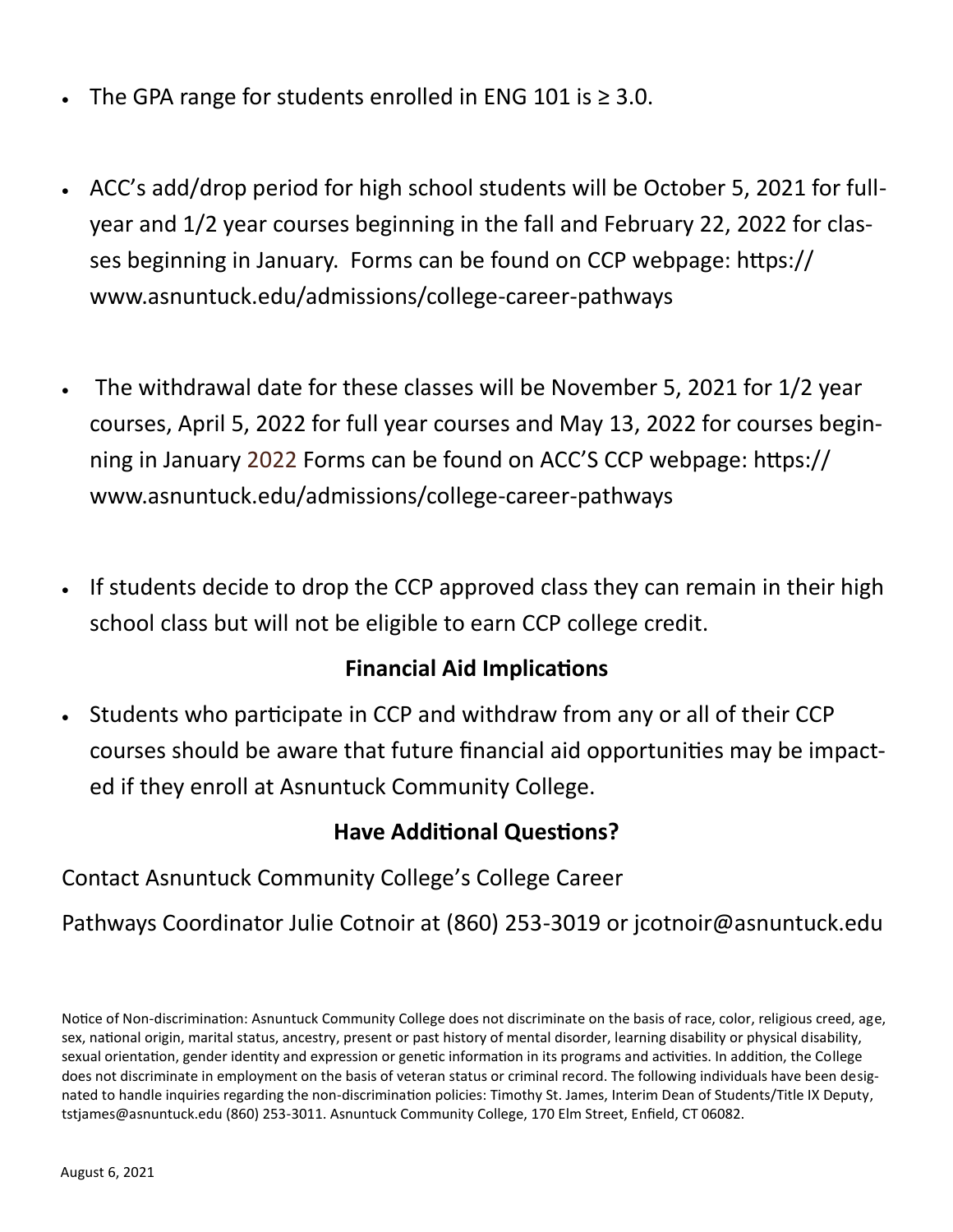- The GPA range for students enrolled in ENG 101 is ≥ 3.0.

- ACC's add/drop period for high school students will be October 5, 2021 for full-year and 1/2 year courses beginning in the fall and February 22, 2022 for classes beginning in January. Forms can be found on CCP webpage: https://www.asnuntuck.edu/admissions/college-career-pathways

- The withdrawal date for these classes will be November 5, 2021 for 1/2 year courses, April 5, 2022 for full year courses and May 13, 2022 for courses beginning in January 2022 Forms can be found on ACC'S CCP webpage: https://www.asnuntuck.edu/admissions/college-career-pathways

- If students decide to drop the CCP approved class they can remain in their high school class but will not be eligible to earn CCP college credit.

### Financial Aid Implications

- Students who participate in CCP and withdraw from any or all of their CCP courses should be aware that future financial aid opportunities may be impacted if they enroll at Asnuntuck Community College.

### Have Additional Questions?

Contact Asnuntuck Community College's College Career

Pathways Coordinator Julie Cotnoir at (860) 253-3019 or jcotnoir@asnuntuck.edu

Notice of Non-discrimination: Asnuntuck Community College does not discriminate on the basis of race, color, religious creed, age, sex, national origin, marital status, ancestry, present or past history of mental disorder, learning disability or physical disability, sexual orientation, gender identity and expression or genetic information in its programs and activities. In addition, the College does not discriminate in employment on the basis of veteran status or criminal record. The following individuals have been designated to handle inquiries regarding the non-discrimination policies: Timothy St. James, Interim Dean of Students/Title IX Deputy, tstjames@asnuntuck.edu (860) 253-3011. Asnuntuck Community College, 170 Elm Street, Enfield, CT 06082.

August 6, 2021